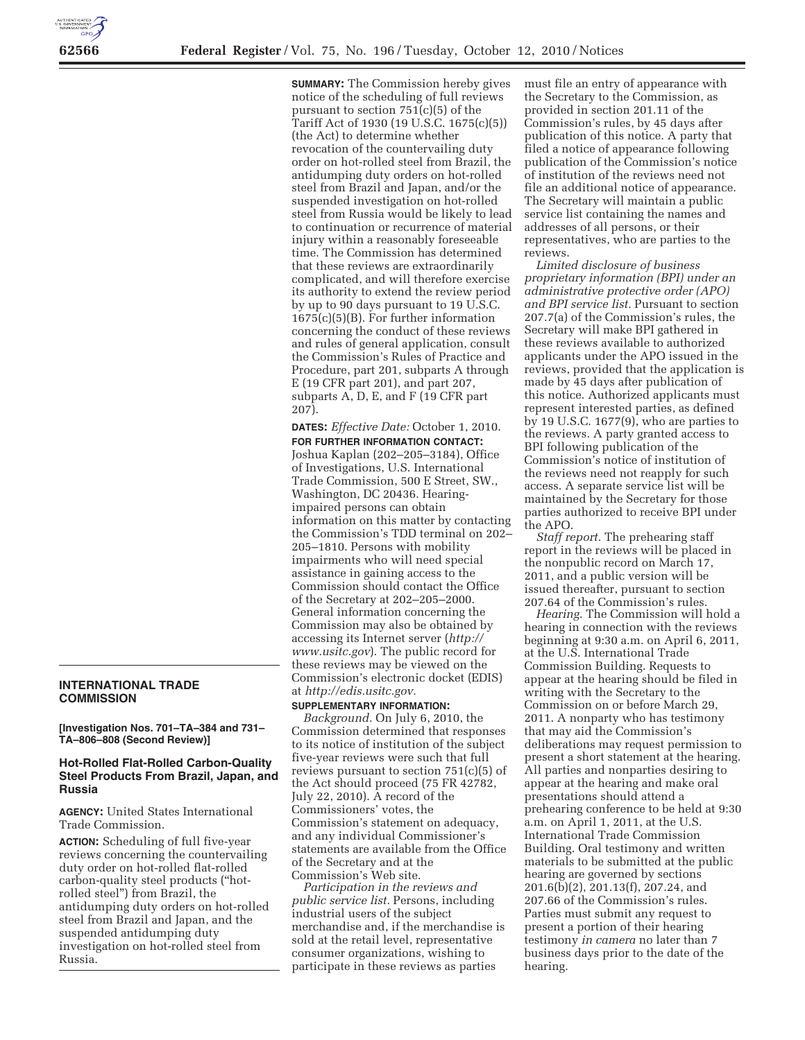## INTERNATIONAL TRADE COMMISSION

**[Investigation Nos. 701–TA–384 and 731–TA–806–808 (Second Review)]**

### Hot-Rolled Flat-Rolled Carbon-Quality Steel Products From Brazil, Japan, and Russia

**AGENCY:** United States International Trade Commission.

**ACTION:** Scheduling of full five-year reviews concerning the countervailing duty order on hot-rolled flat-rolled carbon-quality steel products ("hot-rolled steel") from Brazil, the antidumping duty orders on hot-rolled steel from Brazil and Japan, and the suspended antidumping duty investigation on hot-rolled steel from Russia.

**SUMMARY:** The Commission hereby gives notice of the scheduling of full reviews pursuant to section 751(c)(5) of the Tariff Act of 1930 (19 U.S.C. 1675(c)(5)) (the Act) to determine whether revocation of the countervailing duty order on hot-rolled steel from Brazil, the antidumping duty orders on hot-rolled steel from Brazil and Japan, and/or the suspended investigation on hot-rolled steel from Russia would be likely to lead to continuation or recurrence of material injury within a reasonably foreseeable time. The Commission has determined that these reviews are extraordinarily complicated, and will therefore exercise its authority to extend the review period by up to 90 days pursuant to 19 U.S.C. 1675(c)(5)(B). For further information concerning the conduct of these reviews and rules of general application, consult the Commission's Rules of Practice and Procedure, part 201, subparts A through E (19 CFR part 201), and part 207, subparts A, D, E, and F (19 CFR part 207).

**DATES:** *Effective Date:* October 1, 2010.

**FOR FURTHER INFORMATION CONTACT:** Joshua Kaplan (202–205–3184), Office of Investigations, U.S. International Trade Commission, 500 E Street, SW., Washington, DC 20436. Hearing-impaired persons can obtain information on this matter by contacting the Commission's TDD terminal on 202–205–1810. Persons with mobility impairments who will need special assistance in gaining access to the Commission should contact the Office of the Secretary at 202–205–2000. General information concerning the Commission may also be obtained by accessing its Internet server (*http://www.usitc.gov*). The public record for these reviews may be viewed on the Commission's electronic docket (EDIS) at *http://edis.usitc.gov.*

**SUPPLEMENTARY INFORMATION:**

*Background.* On July 6, 2010, the Commission determined that responses to its notice of institution of the subject five-year reviews were such that full reviews pursuant to section 751(c)(5) of the Act should proceed (75 FR 42782, July 22, 2010). A record of the Commissioners' votes, the Commission's statement on adequacy, and any individual Commissioner's statements are available from the Office of the Secretary and at the Commission's Web site.

*Participation in the reviews and public service list.* Persons, including industrial users of the subject merchandise and, if the merchandise is sold at the retail level, representative consumer organizations, wishing to participate in these reviews as parties must file an entry of appearance with the Secretary to the Commission, as provided in section 201.11 of the Commission's rules, by 45 days after publication of this notice. A party that filed a notice of appearance following publication of the Commission's notice of institution of the reviews need not file an additional notice of appearance. The Secretary will maintain a public service list containing the names and addresses of all persons, or their representatives, who are parties to the reviews.

*Limited disclosure of business proprietary information (BPI) under an administrative protective order (APO) and BPI service list.* Pursuant to section 207.7(a) of the Commission's rules, the Secretary will make BPI gathered in these reviews available to authorized applicants under the APO issued in the reviews, provided that the application is made by 45 days after publication of this notice. Authorized applicants must represent interested parties, as defined by 19 U.S.C. 1677(9), who are parties to the reviews. A party granted access to BPI following publication of the Commission's notice of institution of the reviews need not reapply for such access. A separate service list will be maintained by the Secretary for those parties authorized to receive BPI under the APO.

*Staff report.* The prehearing staff report in the reviews will be placed in the nonpublic record on March 17, 2011, and a public version will be issued thereafter, pursuant to section 207.64 of the Commission's rules.

*Hearing.* The Commission will hold a hearing in connection with the reviews beginning at 9:30 a.m. on April 6, 2011, at the U.S. International Trade Commission Building. Requests to appear at the hearing should be filed in writing with the Secretary to the Commission on or before March 29, 2011. A nonparty who has testimony that may aid the Commission's deliberations may request permission to present a short statement at the hearing. All parties and nonparties desiring to appear at the hearing and make oral presentations should attend a prehearing conference to be held at 9:30 a.m. on April 1, 2011, at the U.S. International Trade Commission Building. Oral testimony and written materials to be submitted at the public hearing are governed by sections 201.6(b)(2), 201.13(f), 207.24, and 207.66 of the Commission's rules. Parties must submit any request to present a portion of their hearing testimony *in camera* no later than 7 business days prior to the date of the hearing.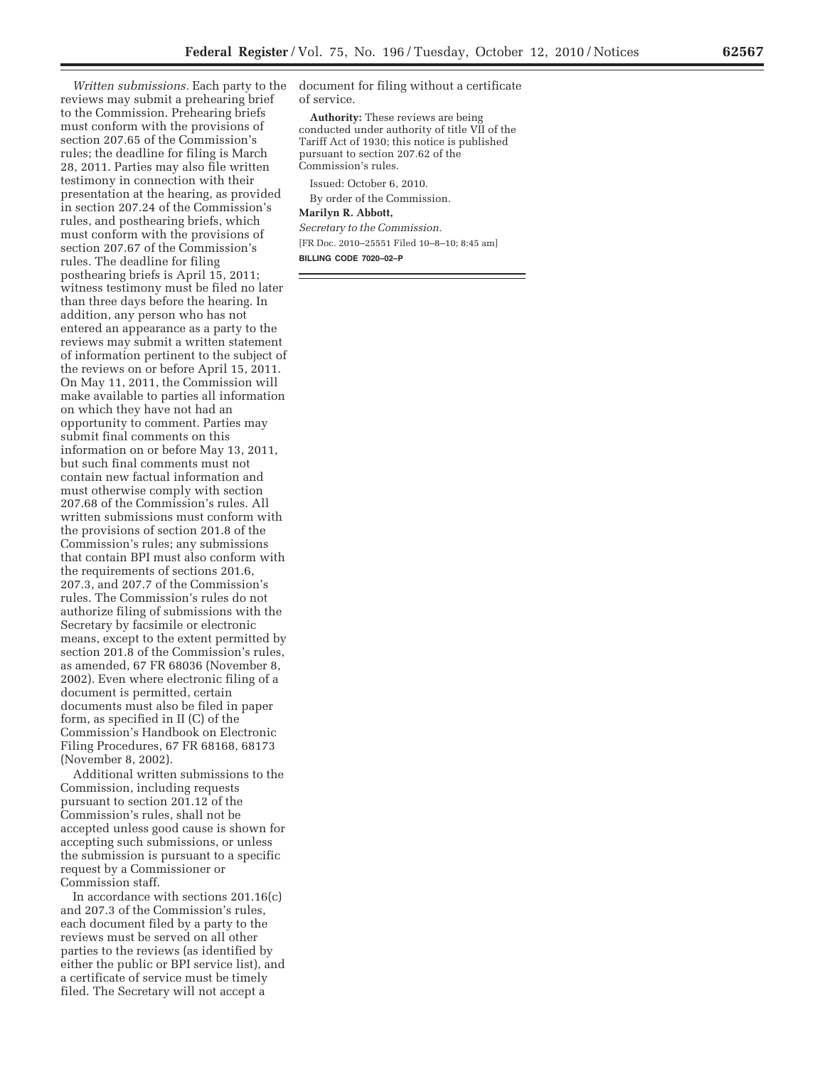*Written submissions.* Each party to the reviews may submit a prehearing brief to the Commission. Prehearing briefs must conform with the provisions of section 207.65 of the Commission's rules; the deadline for filing is March 28, 2011. Parties may also file written testimony in connection with their presentation at the hearing, as provided in section 207.24 of the Commission's rules, and posthearing briefs, which must conform with the provisions of section 207.67 of the Commission's rules. The deadline for filing posthearing briefs is April 15, 2011; witness testimony must be filed no later than three days before the hearing. In addition, any person who has not entered an appearance as a party to the reviews may submit a written statement of information pertinent to the subject of the reviews on or before April 15, 2011. On May 11, 2011, the Commission will make available to parties all information on which they have not had an opportunity to comment. Parties may submit final comments on this information on or before May 13, 2011, but such final comments must not contain new factual information and must otherwise comply with section 207.68 of the Commission's rules. All written submissions must conform with the provisions of section 201.8 of the Commission's rules; any submissions that contain BPI must also conform with the requirements of sections 201.6, 207.3, and 207.7 of the Commission's rules. The Commission's rules do not authorize filing of submissions with the Secretary by facsimile or electronic means, except to the extent permitted by section 201.8 of the Commission's rules, as amended, 67 FR 68036 (November 8, 2002). Even where electronic filing of a document is permitted, certain documents must also be filed in paper form, as specified in II (C) of the Commission's Handbook on Electronic Filing Procedures, 67 FR 68168, 68173 (November 8, 2002).

Additional written submissions to the Commission, including requests pursuant to section 201.12 of the Commission's rules, shall not be accepted unless good cause is shown for accepting such submissions, or unless the submission is pursuant to a specific request by a Commissioner or Commission staff.

In accordance with sections 201.16(c) and 207.3 of the Commission's rules, each document filed by a party to the reviews must be served on all other parties to the reviews (as identified by either the public or BPI service list), and a certificate of service must be timely filed. The Secretary will not accept a document for filing without a certificate of service.

**Authority:** These reviews are being conducted under authority of title VII of the Tariff Act of 1930; this notice is published pursuant to section 207.62 of the Commission's rules.

Issued: October 6, 2010.

By order of the Commission.

**Marilyn R. Abbott,**

*Secretary to the Commission.*

[FR Doc. 2010–25551 Filed 10–8–10; 8:45 am]

**BILLING CODE 7020–02–P**